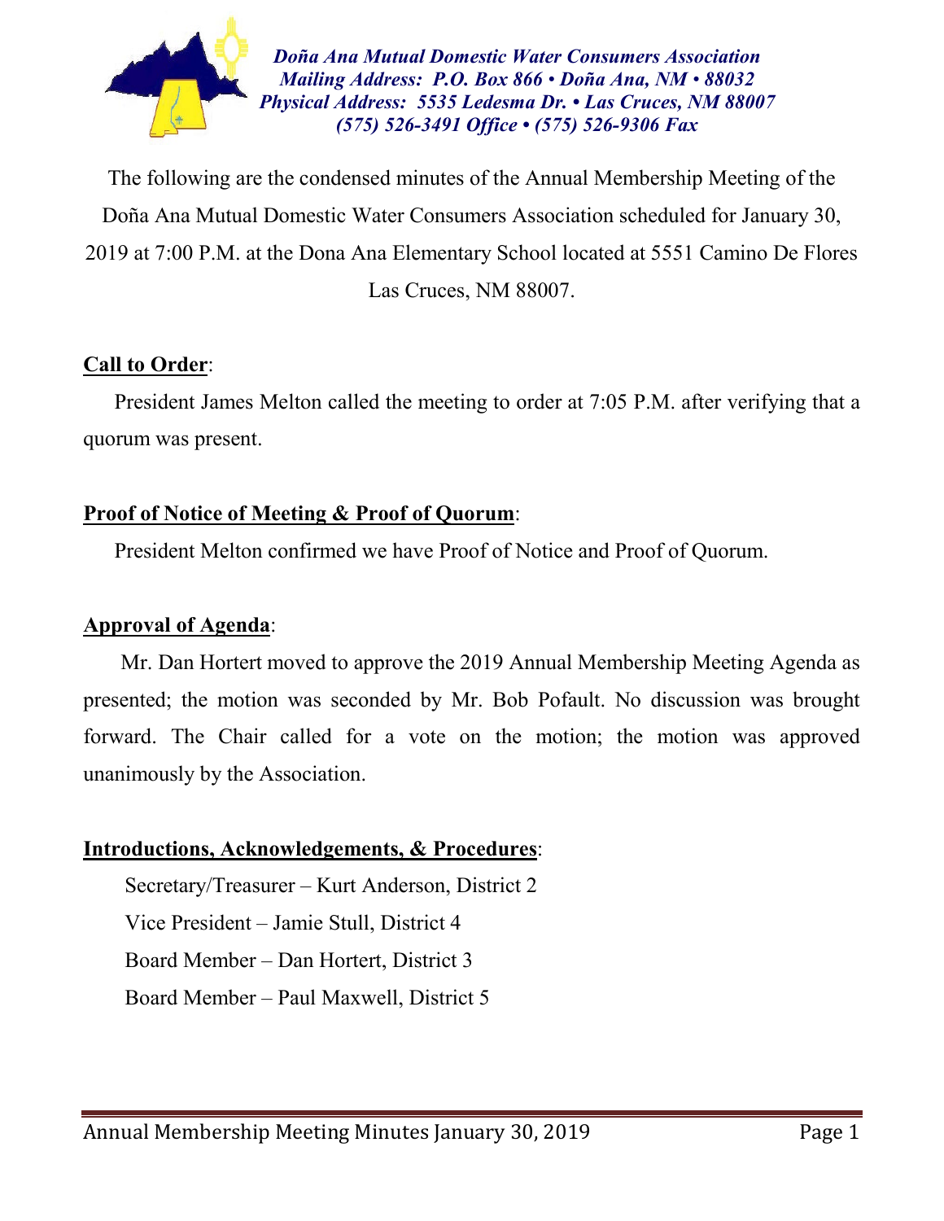***Doña Ana Mutual Domestic Water Consumers Association***
***Mailing Address: P.O. Box 866 • Doña Ana, NM • 88032***
***Physical Address: 5535 Ledesma Dr. • Las Cruces, NM 88007***
***(575) 526-3491 Office • (575) 526-9306 Fax***

The following are the condensed minutes of the Annual Membership Meeting of the Doña Ana Mutual Domestic Water Consumers Association scheduled for January 30, 2019 at 7:00 P.M. at the Dona Ana Elementary School located at 5551 Camino De Flores Las Cruces, NM 88007.

**Call to Order**:

President James Melton called the meeting to order at 7:05 P.M. after verifying that a quorum was present.

**Proof of Notice of Meeting & Proof of Quorum**:

President Melton confirmed we have Proof of Notice and Proof of Quorum.

**Approval of Agenda**:

Mr. Dan Hortert moved to approve the 2019 Annual Membership Meeting Agenda as presented; the motion was seconded by Mr. Bob Pofault. No discussion was brought forward. The Chair called for a vote on the motion; the motion was approved unanimously by the Association.

**Introductions, Acknowledgements, & Procedures**:

Secretary/Treasurer – Kurt Anderson, District 2
Vice President – Jamie Stull, District 4
Board Member – Dan Hortert, District 3
Board Member – Paul Maxwell, District 5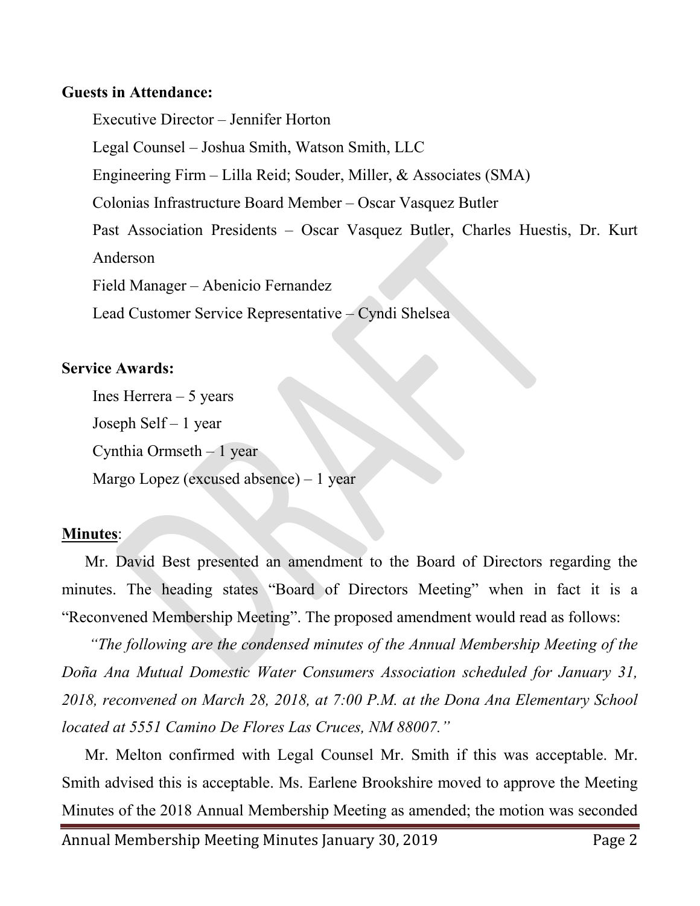**Guests in Attendance:**

Executive Director – Jennifer Horton

Legal Counsel – Joshua Smith, Watson Smith, LLC

Engineering Firm – Lilla Reid; Souder, Miller, & Associates (SMA)

Colonias Infrastructure Board Member – Oscar Vasquez Butler

Past Association Presidents – Oscar Vasquez Butler, Charles Huestis, Dr. Kurt Anderson

Field Manager – Abenicio Fernandez

Lead Customer Service Representative – Cyndi Shelsea

**Service Awards:**

Ines Herrera – 5 years

Joseph Self – 1 year

Cynthia Ormseth – 1 year

Margo Lopez (excused absence) – 1 year

**Minutes**:

Mr. David Best presented an amendment to the Board of Directors regarding the minutes. The heading states "Board of Directors Meeting" when in fact it is a "Reconvened Membership Meeting". The proposed amendment would read as follows:

*"The following are the condensed minutes of the Annual Membership Meeting of the Doña Ana Mutual Domestic Water Consumers Association scheduled for January 31, 2018, reconvened on March 28, 2018, at 7:00 P.M. at the Dona Ana Elementary School located at 5551 Camino De Flores Las Cruces, NM 88007."*

Mr. Melton confirmed with Legal Counsel Mr. Smith if this was acceptable. Mr. Smith advised this is acceptable. Ms. Earlene Brookshire moved to approve the Meeting Minutes of the 2018 Annual Membership Meeting as amended; the motion was seconded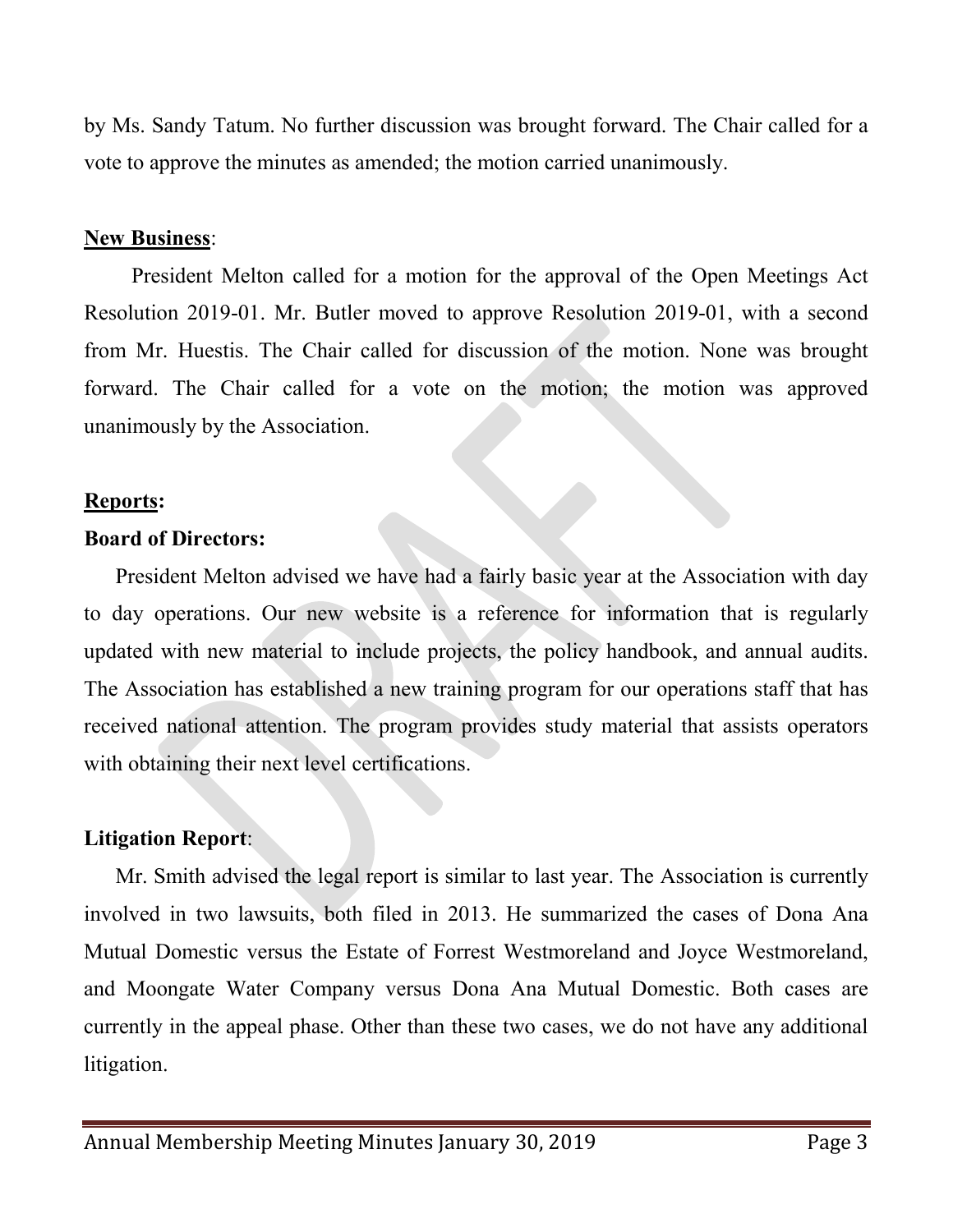by Ms. Sandy Tatum. No further discussion was brought forward. The Chair called for a vote to approve the minutes as amended; the motion carried unanimously.

**New Business**:

President Melton called for a motion for the approval of the Open Meetings Act Resolution 2019-01. Mr. Butler moved to approve Resolution 2019-01, with a second from Mr. Huestis. The Chair called for discussion of the motion. None was brought forward. The Chair called for a vote on the motion; the motion was approved unanimously by the Association.

**Reports:**

**Board of Directors:**

President Melton advised we have had a fairly basic year at the Association with day to day operations. Our new website is a reference for information that is regularly updated with new material to include projects, the policy handbook, and annual audits. The Association has established a new training program for our operations staff that has received national attention. The program provides study material that assists operators with obtaining their next level certifications.

**Litigation Report**:

Mr. Smith advised the legal report is similar to last year. The Association is currently involved in two lawsuits, both filed in 2013. He summarized the cases of Dona Ana Mutual Domestic versus the Estate of Forrest Westmoreland and Joyce Westmoreland, and Moongate Water Company versus Dona Ana Mutual Domestic. Both cases are currently in the appeal phase. Other than these two cases, we do not have any additional litigation.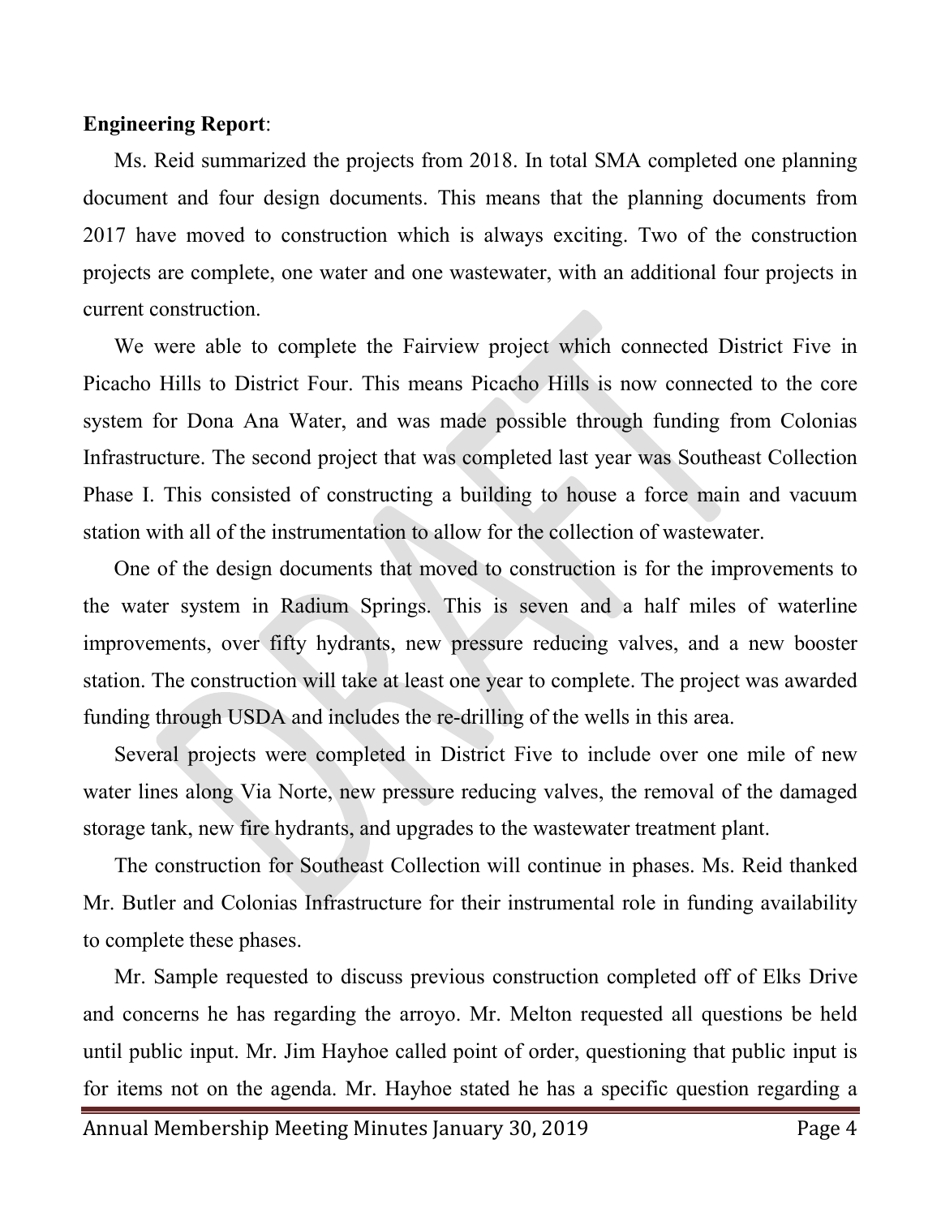**Engineering Report**:

Ms. Reid summarized the projects from 2018. In total SMA completed one planning document and four design documents. This means that the planning documents from 2017 have moved to construction which is always exciting. Two of the construction projects are complete, one water and one wastewater, with an additional four projects in current construction.

We were able to complete the Fairview project which connected District Five in Picacho Hills to District Four. This means Picacho Hills is now connected to the core system for Dona Ana Water, and was made possible through funding from Colonias Infrastructure. The second project that was completed last year was Southeast Collection Phase I. This consisted of constructing a building to house a force main and vacuum station with all of the instrumentation to allow for the collection of wastewater.

One of the design documents that moved to construction is for the improvements to the water system in Radium Springs. This is seven and a half miles of waterline improvements, over fifty hydrants, new pressure reducing valves, and a new booster station. The construction will take at least one year to complete. The project was awarded funding through USDA and includes the re-drilling of the wells in this area.

Several projects were completed in District Five to include over one mile of new water lines along Via Norte, new pressure reducing valves, the removal of the damaged storage tank, new fire hydrants, and upgrades to the wastewater treatment plant.

The construction for Southeast Collection will continue in phases. Ms. Reid thanked Mr. Butler and Colonias Infrastructure for their instrumental role in funding availability to complete these phases.

Mr. Sample requested to discuss previous construction completed off of Elks Drive and concerns he has regarding the arroyo. Mr. Melton requested all questions be held until public input. Mr. Jim Hayhoe called point of order, questioning that public input is for items not on the agenda. Mr. Hayhoe stated he has a specific question regarding a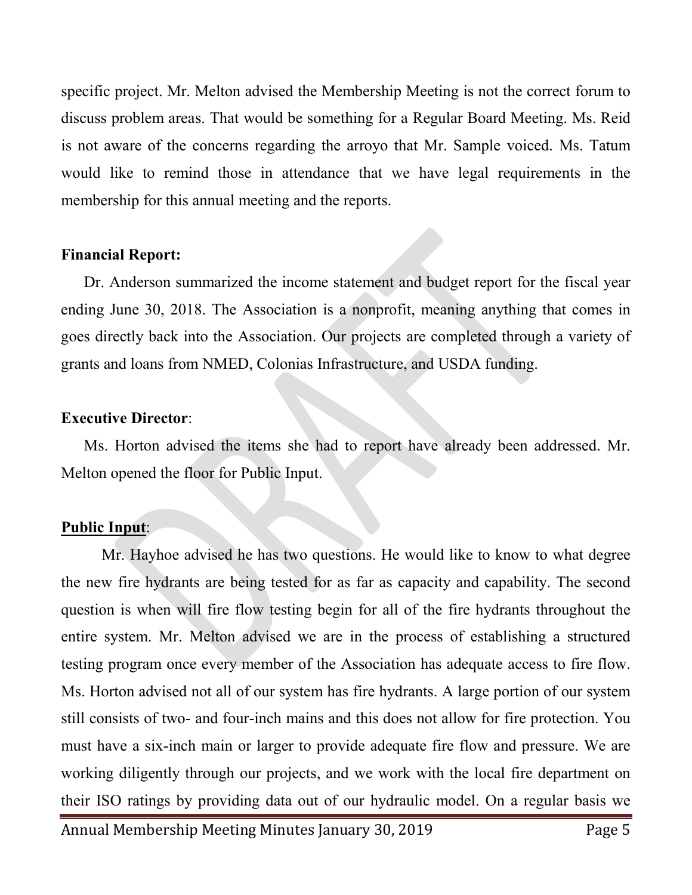specific project. Mr. Melton advised the Membership Meeting is not the correct forum to discuss problem areas. That would be something for a Regular Board Meeting. Ms. Reid is not aware of the concerns regarding the arroyo that Mr. Sample voiced. Ms. Tatum would like to remind those in attendance that we have legal requirements in the membership for this annual meeting and the reports.

**Financial Report:**

Dr. Anderson summarized the income statement and budget report for the fiscal year ending June 30, 2018. The Association is a nonprofit, meaning anything that comes in goes directly back into the Association. Our projects are completed through a variety of grants and loans from NMED, Colonias Infrastructure, and USDA funding.

**Executive Director**:

Ms. Horton advised the items she had to report have already been addressed. Mr. Melton opened the floor for Public Input.

**Public Input**:

Mr. Hayhoe advised he has two questions. He would like to know to what degree the new fire hydrants are being tested for as far as capacity and capability. The second question is when will fire flow testing begin for all of the fire hydrants throughout the entire system. Mr. Melton advised we are in the process of establishing a structured testing program once every member of the Association has adequate access to fire flow. Ms. Horton advised not all of our system has fire hydrants. A large portion of our system still consists of two- and four-inch mains and this does not allow for fire protection. You must have a six-inch main or larger to provide adequate fire flow and pressure. We are working diligently through our projects, and we work with the local fire department on their ISO ratings by providing data out of our hydraulic model. On a regular basis we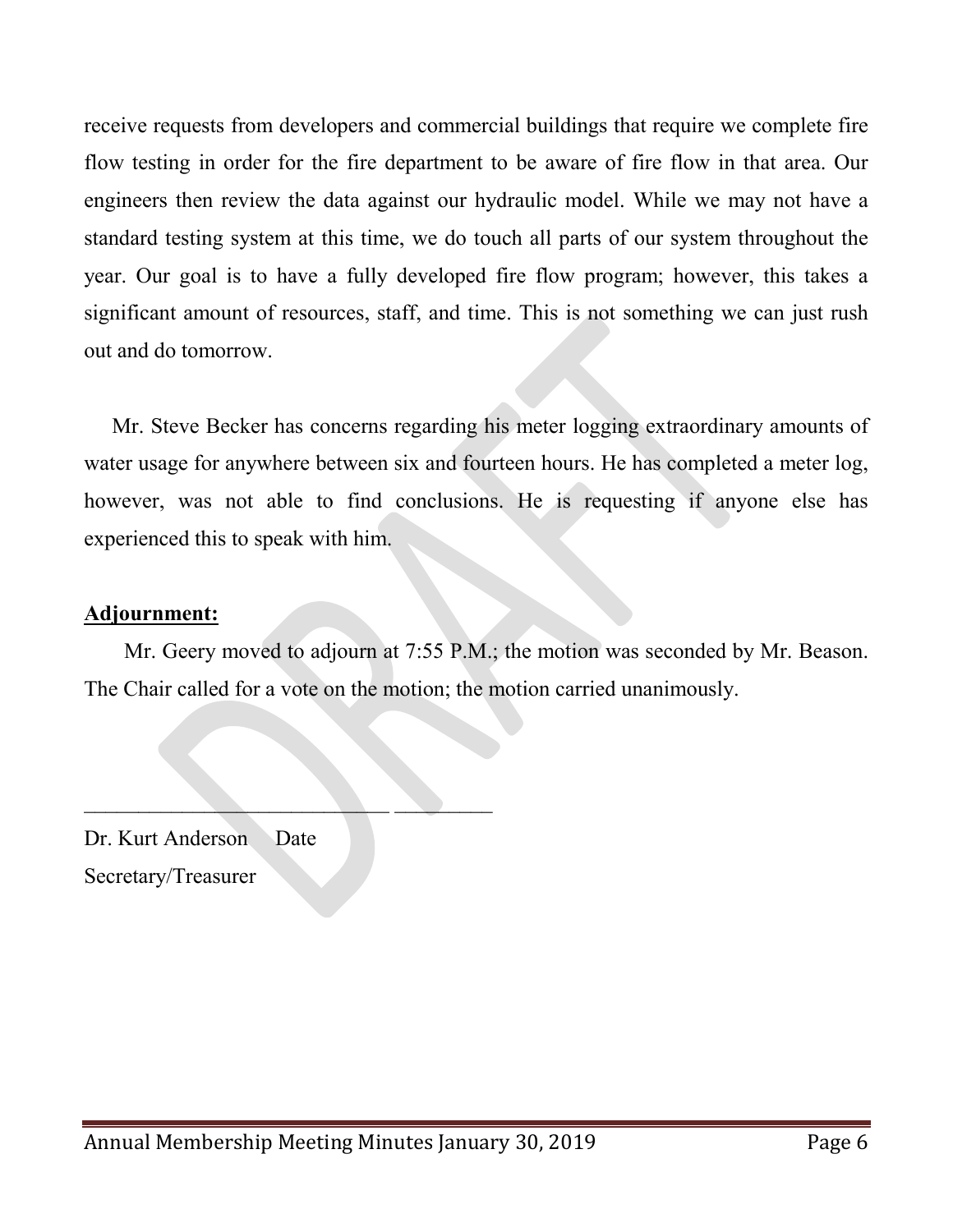receive requests from developers and commercial buildings that require we complete fire flow testing in order for the fire department to be aware of fire flow in that area. Our engineers then review the data against our hydraulic model. While we may not have a standard testing system at this time, we do touch all parts of our system throughout the year. Our goal is to have a fully developed fire flow program; however, this takes a significant amount of resources, staff, and time. This is not something we can just rush out and do tomorrow.

Mr. Steve Becker has concerns regarding his meter logging extraordinary amounts of water usage for anywhere between six and fourteen hours. He has completed a meter log, however, was not able to find conclusions. He is requesting if anyone else has experienced this to speak with him.

**Adjournment:**

Mr. Geery moved to adjourn at 7:55 P.M.; the motion was seconded by Mr. Beason. The Chair called for a vote on the motion; the motion carried unanimously.

_____________________________ _________

Dr. Kurt Anderson Date

Secretary/Treasurer